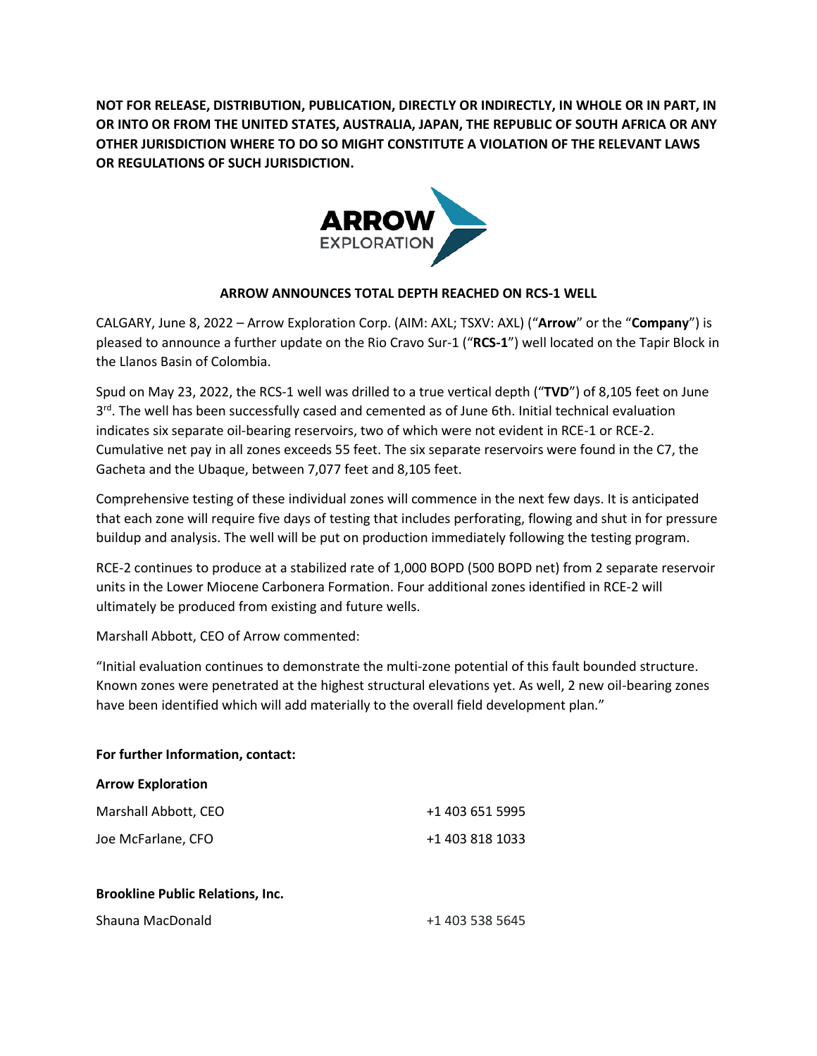**NOT FOR RELEASE, DISTRIBUTION, PUBLICATION, DIRECTLY OR INDIRECTLY, IN WHOLE OR IN PART, IN OR INTO OR FROM THE UNITED STATES, AUSTRALIA, JAPAN, THE REPUBLIC OF SOUTH AFRICA OR ANY OTHER JURISDICTION WHERE TO DO SO MIGHT CONSTITUTE A VIOLATION OF THE RELEVANT LAWS OR REGULATIONS OF SUCH JURISDICTION.**

ARROW EXPLORATION

# ARROW ANNOUNCES TOTAL DEPTH REACHED ON RCS-1 WELL

CALGARY, June 8, 2022 – Arrow Exploration Corp. (AIM: AXL; TSXV: AXL) ("**Arrow**" or the "**Company**") is pleased to announce a further update on the Rio Cravo Sur-1 ("**RCS-1**") well located on the Tapir Block in the Llanos Basin of Colombia.

Spud on May 23, 2022, the RCS-1 well was drilled to a true vertical depth ("**TVD**") of 8,105 feet on June 3rd. The well has been successfully cased and cemented as of June 6th. Initial technical evaluation indicates six separate oil-bearing reservoirs, two of which were not evident in RCE-1 or RCE-2. Cumulative net pay in all zones exceeds 55 feet. The six separate reservoirs were found in the C7, the Gacheta and the Ubaque, between 7,077 feet and 8,105 feet.

Comprehensive testing of these individual zones will commence in the next few days. It is anticipated that each zone will require five days of testing that includes perforating, flowing and shut in for pressure buildup and analysis. The well will be put on production immediately following the testing program.

RCE-2 continues to produce at a stabilized rate of 1,000 BOPD (500 BOPD net) from 2 separate reservoir units in the Lower Miocene Carbonera Formation. Four additional zones identified in RCE-2 will ultimately be produced from existing and future wells.

Marshall Abbott, CEO of Arrow commented:

"Initial evaluation continues to demonstrate the multi-zone potential of this fault bounded structure. Known zones were penetrated at the highest structural elevations yet. As well, 2 new oil-bearing zones have been identified which will add materially to the overall field development plan."

**For further Information, contact:**

**Arrow Exploration**

| | |
|---|---|
| Marshall Abbott, CEO | +1 403 651 5995 |
| Joe McFarlane, CFO | +1 403 818 1033 |

**Brookline Public Relations, Inc.**

| | |
|---|---|
| Shauna MacDonald | +1 403 538 5645 |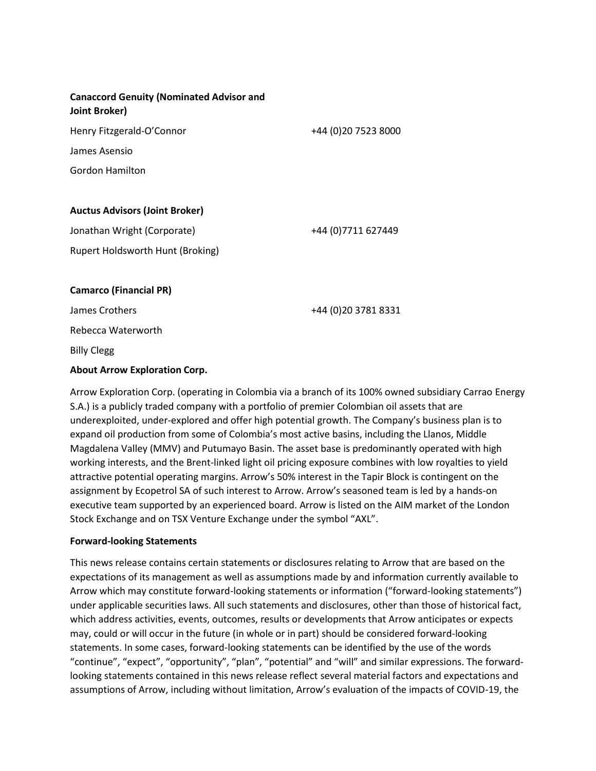**Canaccord Genuity (Nominated Advisor and Joint Broker)**

| | |
|---|---|
| Henry Fitzgerald-O'Connor | +44 (0)20 7523 8000 |
| James Asensio | |
| Gordon Hamilton | |

**Auctus Advisors (Joint Broker)**

| | |
|---|---|
| Jonathan Wright (Corporate) | +44 (0)7711 627449 |
| Rupert Holdsworth Hunt (Broking) | |

**Camarco (Financial PR)**

| | |
|---|---|
| James Crothers | +44 (0)20 3781 8331 |
| Rebecca Waterworth | |
| Billy Clegg | |

**About Arrow Exploration Corp.**

Arrow Exploration Corp. (operating in Colombia via a branch of its 100% owned subsidiary Carrao Energy S.A.) is a publicly traded company with a portfolio of premier Colombian oil assets that are underexploited, under-explored and offer high potential growth. The Company's business plan is to expand oil production from some of Colombia's most active basins, including the Llanos, Middle Magdalena Valley (MMV) and Putumayo Basin. The asset base is predominantly operated with high working interests, and the Brent-linked light oil pricing exposure combines with low royalties to yield attractive potential operating margins. Arrow's 50% interest in the Tapir Block is contingent on the assignment by Ecopetrol SA of such interest to Arrow. Arrow's seasoned team is led by a hands-on executive team supported by an experienced board. Arrow is listed on the AIM market of the London Stock Exchange and on TSX Venture Exchange under the symbol "AXL".

**Forward-looking Statements**

This news release contains certain statements or disclosures relating to Arrow that are based on the expectations of its management as well as assumptions made by and information currently available to Arrow which may constitute forward-looking statements or information ("forward-looking statements") under applicable securities laws. All such statements and disclosures, other than those of historical fact, which address activities, events, outcomes, results or developments that Arrow anticipates or expects may, could or will occur in the future (in whole or in part) should be considered forward-looking statements. In some cases, forward-looking statements can be identified by the use of the words "continue", "expect", "opportunity", "plan", "potential" and "will" and similar expressions. The forward-looking statements contained in this news release reflect several material factors and expectations and assumptions of Arrow, including without limitation, Arrow's evaluation of the impacts of COVID-19, the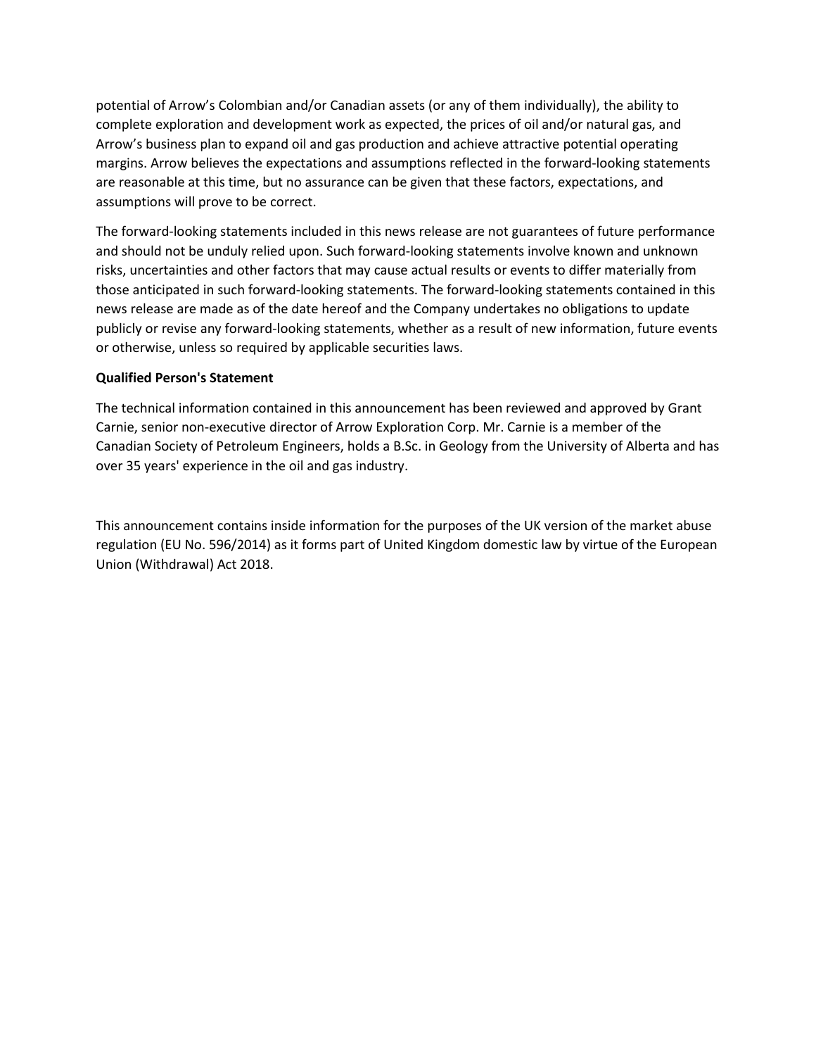potential of Arrow's Colombian and/or Canadian assets (or any of them individually), the ability to complete exploration and development work as expected, the prices of oil and/or natural gas, and Arrow's business plan to expand oil and gas production and achieve attractive potential operating margins. Arrow believes the expectations and assumptions reflected in the forward-looking statements are reasonable at this time, but no assurance can be given that these factors, expectations, and assumptions will prove to be correct.

The forward-looking statements included in this news release are not guarantees of future performance and should not be unduly relied upon. Such forward-looking statements involve known and unknown risks, uncertainties and other factors that may cause actual results or events to differ materially from those anticipated in such forward-looking statements. The forward-looking statements contained in this news release are made as of the date hereof and the Company undertakes no obligations to update publicly or revise any forward-looking statements, whether as a result of new information, future events or otherwise, unless so required by applicable securities laws.

**Qualified Person's Statement**

The technical information contained in this announcement has been reviewed and approved by Grant Carnie, senior non-executive director of Arrow Exploration Corp. Mr. Carnie is a member of the Canadian Society of Petroleum Engineers, holds a B.Sc. in Geology from the University of Alberta and has over 35 years' experience in the oil and gas industry.

This announcement contains inside information for the purposes of the UK version of the market abuse regulation (EU No. 596/2014) as it forms part of United Kingdom domestic law by virtue of the European Union (Withdrawal) Act 2018.